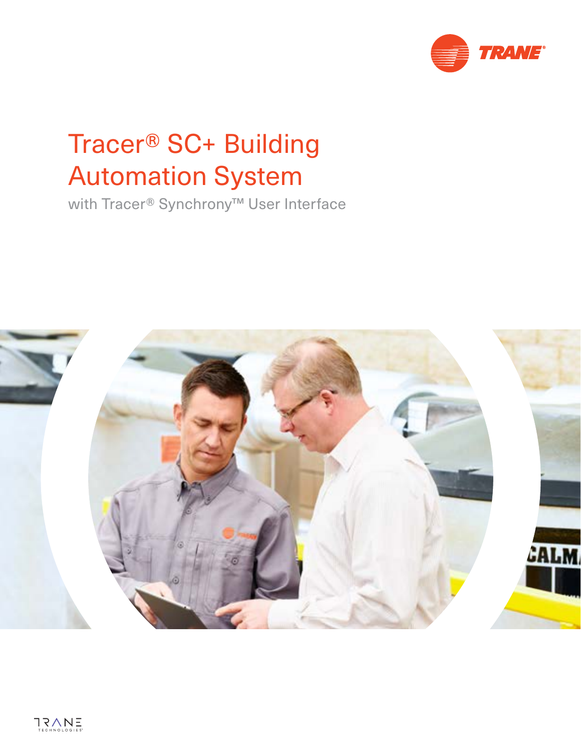# Tracer® SC+ Building Automation System

with Tracer® Synchrony™ User Interface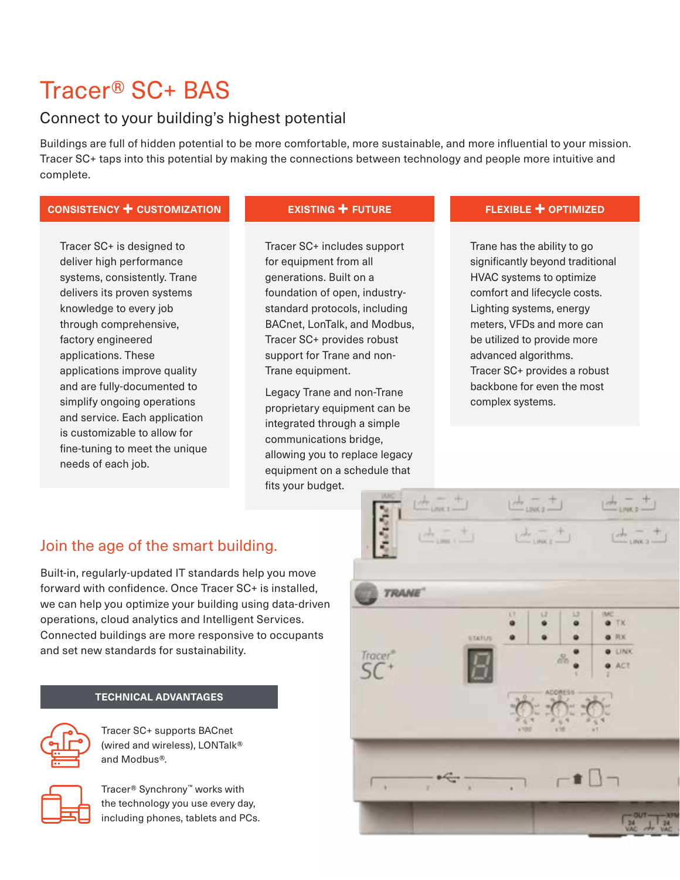# Tracer® SC+ BAS

## Connect to your building's highest potential

Buildings are full of hidden potential to be more comfortable, more sustainable, and more influential to your mission. Tracer SC+ taps into this potential by making the connections between technology and people more intuitive and complete.

### CONSISTENCY + CUSTOMIZATION

Tracer SC+ is designed to deliver high performance systems, consistently. Trane delivers its proven systems knowledge to every job through comprehensive, factory engineered applications. These applications improve quality and are fully-documented to simplify ongoing operations and service. Each application is customizable to allow for fine-tuning to meet the unique needs of each job.

### EXISTING + FUTURE

Tracer SC+ includes support for equipment from all generations. Built on a foundation of open, industry-standard protocols, including BACnet, LonTalk, and Modbus, Tracer SC+ provides robust support for Trane and non-Trane equipment.

Legacy Trane and non-Trane proprietary equipment can be integrated through a simple communications bridge, allowing you to replace legacy equipment on a schedule that fits your budget.

### FLEXIBLE + OPTIMIZED

Trane has the ability to go significantly beyond traditional HVAC systems to optimize comfort and lifecycle costs. Lighting systems, energy meters, VFDs and more can be utilized to provide more advanced algorithms. Tracer SC+ provides a robust backbone for even the most complex systems.

## Join the age of the smart building.

Built-in, regularly-updated IT standards help you move forward with confidence. Once Tracer SC+ is installed, we can help you optimize your building using data-driven operations, cloud analytics and Intelligent Services. Connected buildings are more responsive to occupants and set new standards for sustainability.

### TECHNICAL ADVANTAGES

Tracer SC+ supports BACnet (wired and wireless), LONTalk® and Modbus®.

Tracer® Synchrony™ works with the technology you use every day, including phones, tablets and PCs.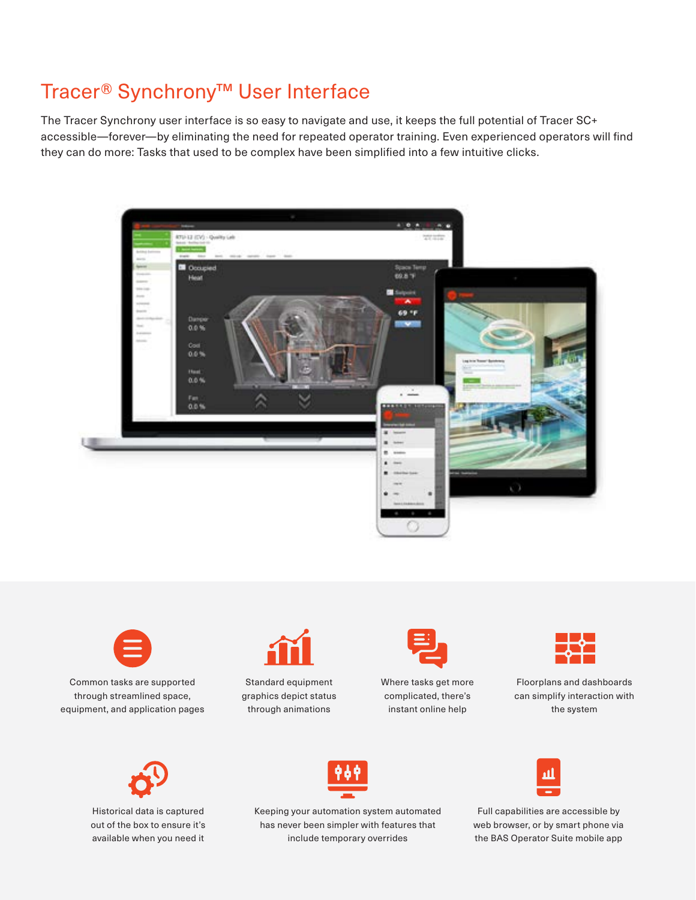# Tracer® Synchrony™ User Interface

The Tracer Synchrony user interface is so easy to navigate and use, it keeps the full potential of Tracer SC+ accessible—forever—by eliminating the need for repeated operator training. Even experienced operators will find they can do more: Tasks that used to be complex have been simplified into a few intuitive clicks.

Common tasks are supported through streamlined space, equipment, and application pages

Standard equipment graphics depict status through animations

Where tasks get more complicated, there's instant online help

Floorplans and dashboards can simplify interaction with the system

Historical data is captured out of the box to ensure it's available when you need it

Keeping your automation system automated has never been simpler with features that include temporary overrides

Full capabilities are accessible by web browser, or by smart phone via the BAS Operator Suite mobile app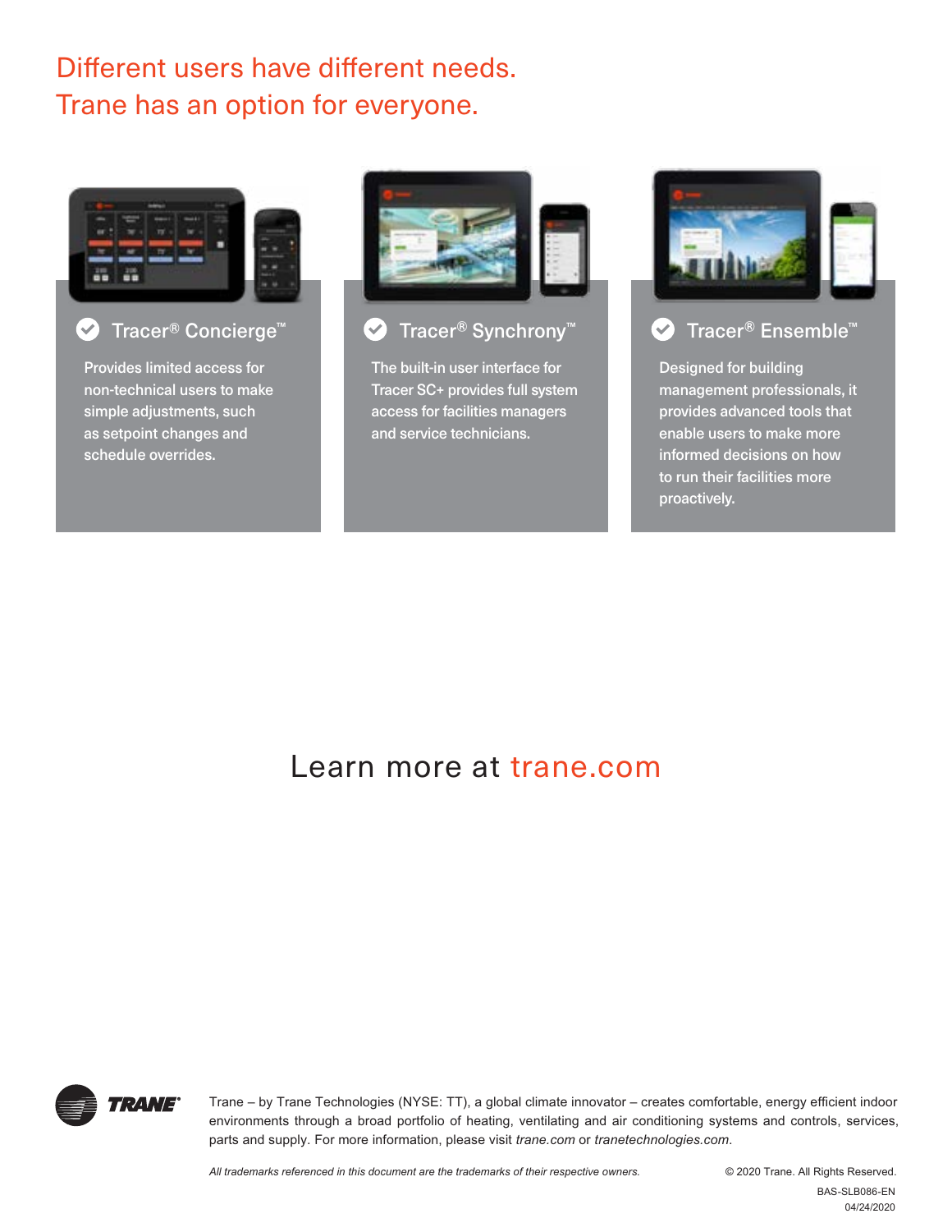# Different users have different needs. Trane has an option for everyone.

## Tracer® Concierge™

Provides limited access for non-technical users to make simple adjustments, such as setpoint changes and schedule overrides.

## Tracer® Synchrony™

The built-in user interface for Tracer SC+ provides full system access for facilities managers and service technicians.

## Tracer® Ensemble™

Designed for building management professionals, it provides advanced tools that enable users to make more informed decisions on how to run their facilities more proactively.

Learn more at trane.com

Trane – by Trane Technologies (NYSE: TT), a global climate innovator – creates comfortable, energy efficient indoor environments through a broad portfolio of heating, ventilating and air conditioning systems and controls, services, parts and supply. For more information, please visit *trane.com* or *tranetechnologies.com*.

*All trademarks referenced in this document are the trademarks of their respective owners.*

© 2020 Trane. All Rights Reserved.

BAS-SLB086-EN
04/24/2020